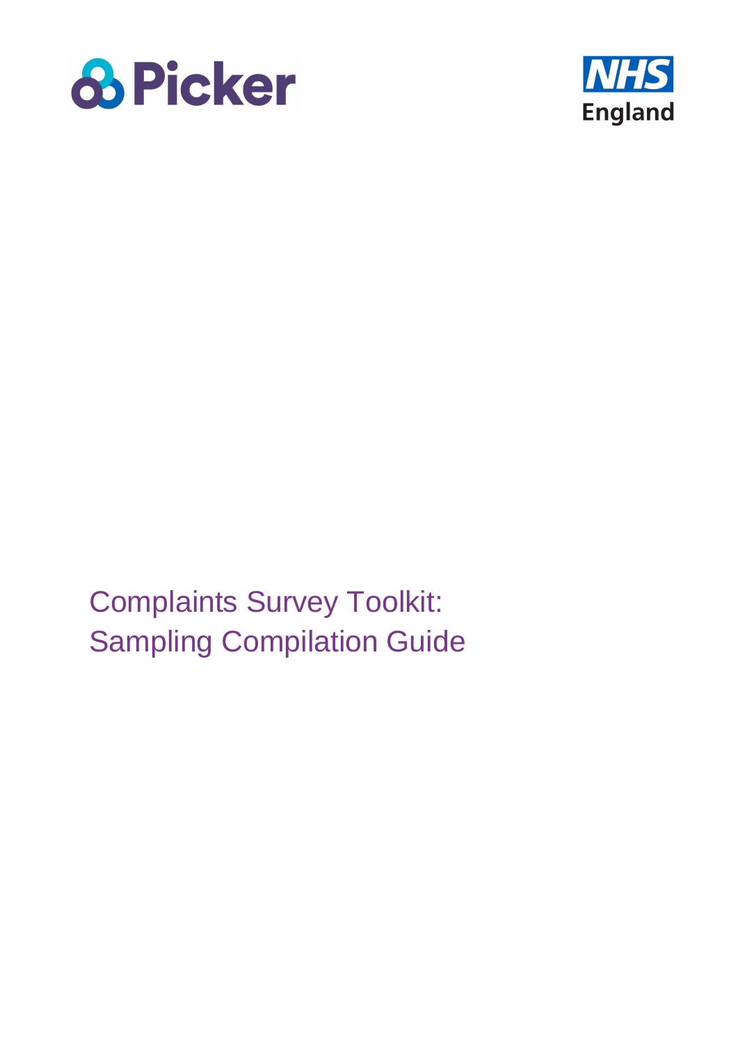Picker

NHS England

# Complaints Survey Toolkit: Sampling Compilation Guide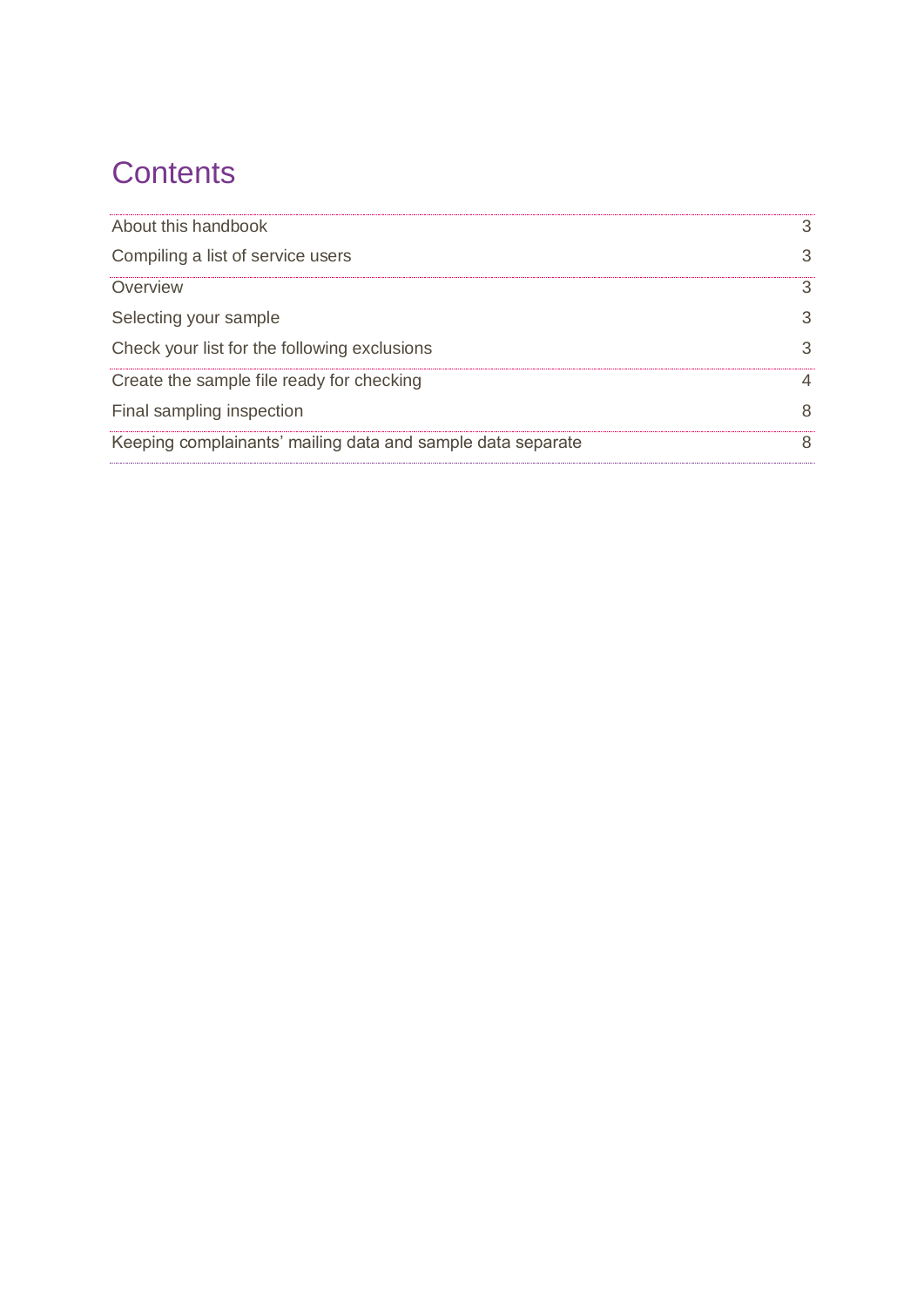# Contents

| | |
|---|---|
| About this handbook | 3 |
| Compiling a list of service users | 3 |
| Overview | 3 |
| Selecting your sample | 3 |
| Check your list for the following exclusions | 3 |
| Create the sample file ready for checking | 4 |
| Final sampling inspection | 8 |
| Keeping complainants' mailing data and sample data separate | 8 |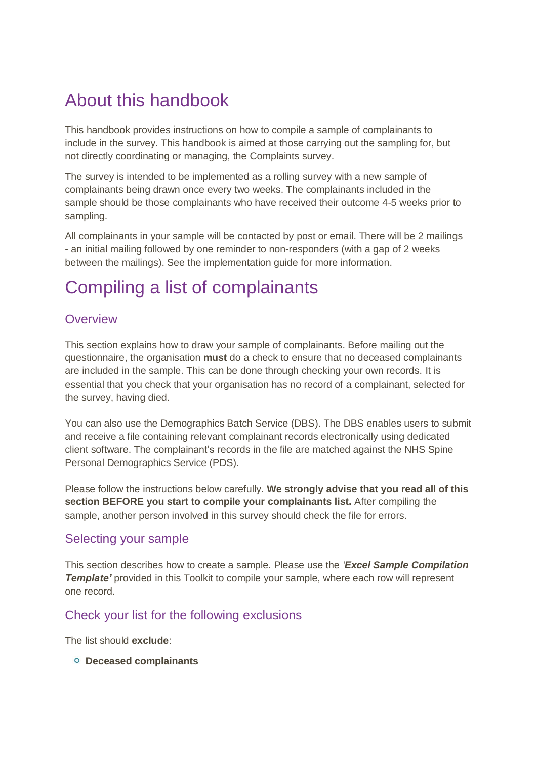# About this handbook

This handbook provides instructions on how to compile a sample of complainants to include in the survey. This handbook is aimed at those carrying out the sampling for, but not directly coordinating or managing, the Complaints survey.

The survey is intended to be implemented as a rolling survey with a new sample of complainants being drawn once every two weeks. The complainants included in the sample should be those complainants who have received their outcome 4-5 weeks prior to sampling.

All complainants in your sample will be contacted by post or email. There will be 2 mailings - an initial mailing followed by one reminder to non-responders (with a gap of 2 weeks between the mailings). See the implementation guide for more information.

# Compiling a list of complainants

## Overview

This section explains how to draw your sample of complainants. Before mailing out the questionnaire, the organisation **must** do a check to ensure that no deceased complainants are included in the sample. This can be done through checking your own records. It is essential that you check that your organisation has no record of a complainant, selected for the survey, having died.

You can also use the Demographics Batch Service (DBS). The DBS enables users to submit and receive a file containing relevant complainant records electronically using dedicated client software. The complainant's records in the file are matched against the NHS Spine Personal Demographics Service (PDS).

Please follow the instructions below carefully. **We strongly advise that you read all of this section BEFORE you start to compile your complainants list.** After compiling the sample, another person involved in this survey should check the file for errors.

## Selecting your sample

This section describes how to create a sample. Please use the ***'Excel Sample Compilation Template'*** provided in this Toolkit to compile your sample, where each row will represent one record.

## Check your list for the following exclusions

The list should **exclude**:

- **Deceased complainants**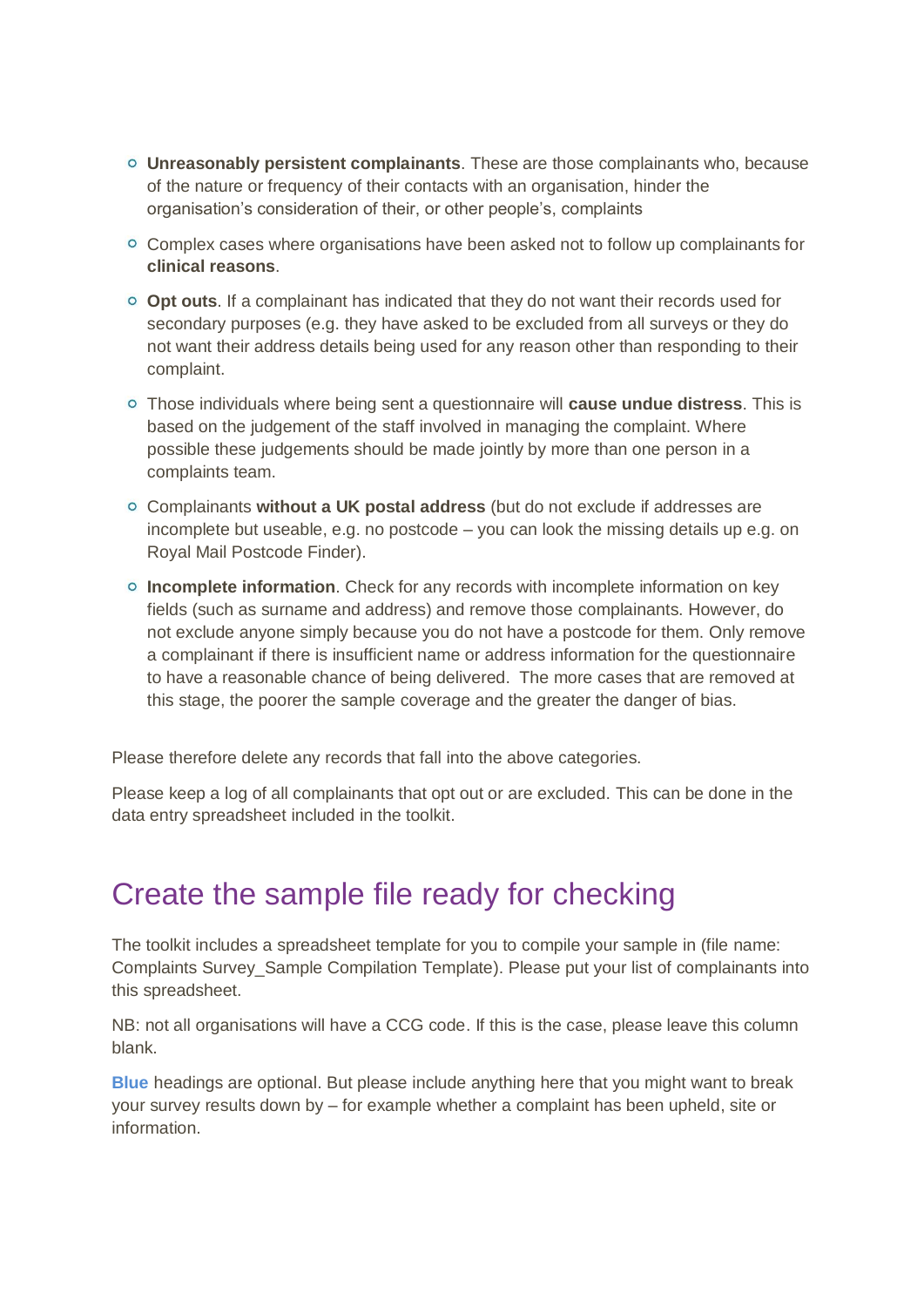- **Unreasonably persistent complainants**. These are those complainants who, because of the nature or frequency of their contacts with an organisation, hinder the organisation's consideration of their, or other people's, complaints
- Complex cases where organisations have been asked not to follow up complainants for **clinical reasons**.
- **Opt outs**. If a complainant has indicated that they do not want their records used for secondary purposes (e.g. they have asked to be excluded from all surveys or they do not want their address details being used for any reason other than responding to their complaint.
- Those individuals where being sent a questionnaire will **cause undue distress**. This is based on the judgement of the staff involved in managing the complaint. Where possible these judgements should be made jointly by more than one person in a complaints team.
- Complainants **without a UK postal address** (but do not exclude if addresses are incomplete but useable, e.g. no postcode – you can look the missing details up e.g. on Royal Mail Postcode Finder).
- **Incomplete information**. Check for any records with incomplete information on key fields (such as surname and address) and remove those complainants. However, do not exclude anyone simply because you do not have a postcode for them. Only remove a complainant if there is insufficient name or address information for the questionnaire to have a reasonable chance of being delivered. The more cases that are removed at this stage, the poorer the sample coverage and the greater the danger of bias.

Please therefore delete any records that fall into the above categories.

Please keep a log of all complainants that opt out or are excluded. This can be done in the data entry spreadsheet included in the toolkit.

# Create the sample file ready for checking

The toolkit includes a spreadsheet template for you to compile your sample in (file name: Complaints Survey_Sample Compilation Template). Please put your list of complainants into this spreadsheet.

NB: not all organisations will have a CCG code. If this is the case, please leave this column blank.

**Blue** headings are optional. But please include anything here that you might want to break your survey results down by – for example whether a complaint has been upheld, site or information.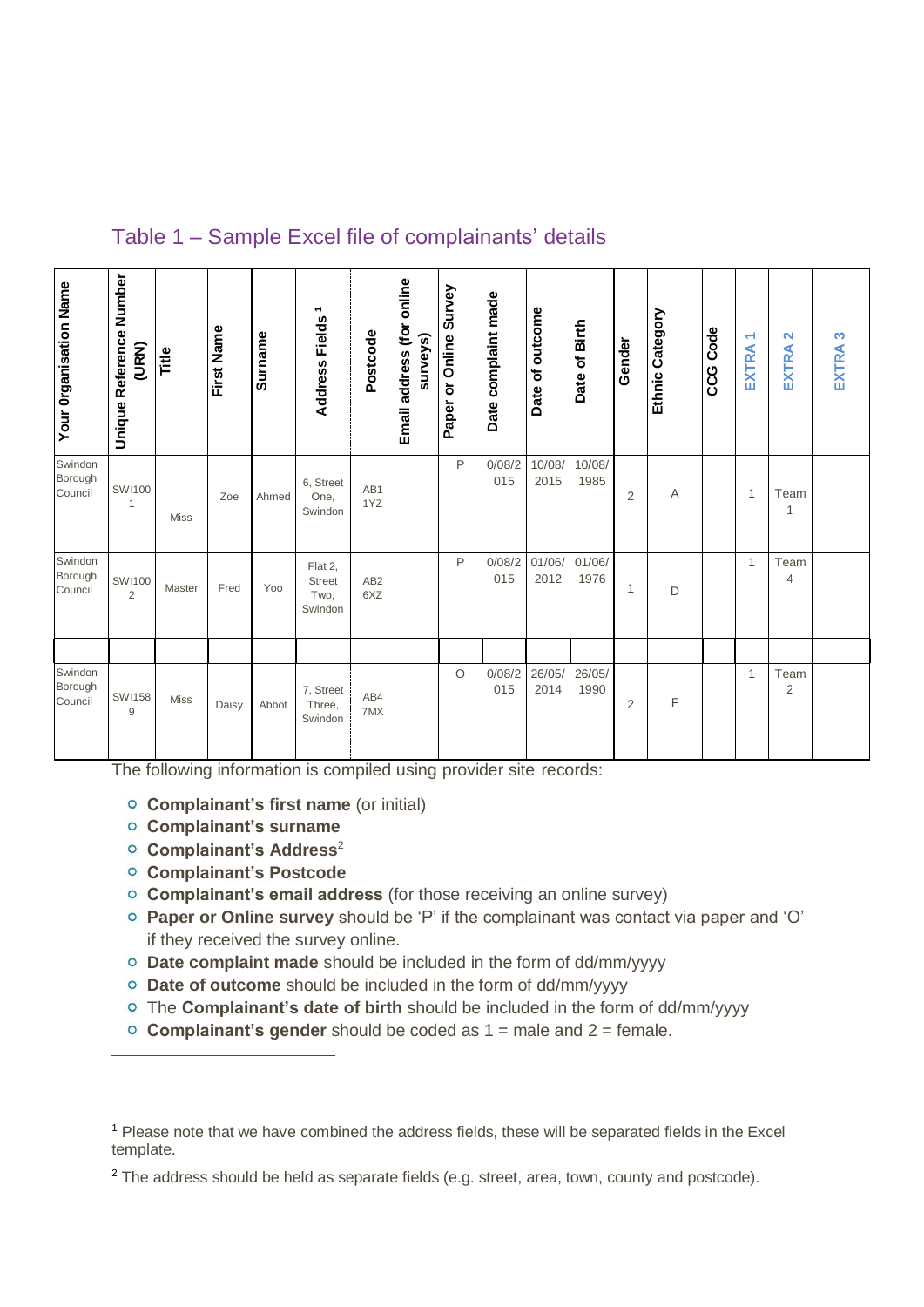## Table 1 – Sample Excel file of complainants' details

| Your Organisation Name | Unique Reference Number (URN) | Title | First Name | Surname | Address Fields [1] | Postcode | Email address (for online surveys) | Paper or Online Survey | Date complaint made | Date of outcome | Date of Birth | Gender | Ethnic Category | CCG Code | EXTRA 1 | EXTRA 2 | EXTRA 3 |
|---|---|---|---|---|---|---|---|---|---|---|---|---|---|---|---|---|---|
| Swindon Borough Council | SWI100 1 | Miss | Zoe | Ahmed | 6, Street One, Swindon | AB1 1YZ | | P | 0/08/2 015 | 10/08/ 2015 | 10/08/ 1985 | 2 | A | | 1 | Team 1 | |
| Swindon Borough Council | SWI100 2 | Master | Fred | Yoo | Flat 2, Street Two, Swindon | AB2 6XZ | | P | 0/08/2 015 | 01/06/ 2012 | 01/06/ 1976 | 1 | D | | 1 | Team 4 | |
| | | | | | | | | | | | | | | | | | |
| Swindon Borough Council | SWI158 9 | Miss | Daisy | Abbot | 7, Street Three, Swindon | AB4 7MX | | O | 0/08/2 015 | 26/05/ 2014 | 26/05/ 1990 | 2 | F | | 1 | Team 2 | |

The following information is compiled using provider site records:

- **Complainant's first name** (or initial)
- **Complainant's surname**
- **Complainant's Address**[2]
- **Complainant's Postcode**
- **Complainant's email address** (for those receiving an online survey)
- **Paper or Online survey** should be 'P' if the complainant was contact via paper and 'O' if they received the survey online.
- **Date complaint made** should be included in the form of dd/mm/yyyy
- **Date of outcome** should be included in the form of dd/mm/yyyy
- The **Complainant's date of birth** should be included in the form of dd/mm/yyyy
- **Complainant's gender** should be coded as 1 = male and 2 = female.

---

[1] Please note that we have combined the address fields, these will be separated fields in the Excel template.

[2] The address should be held as separate fields (e.g. street, area, town, county and postcode).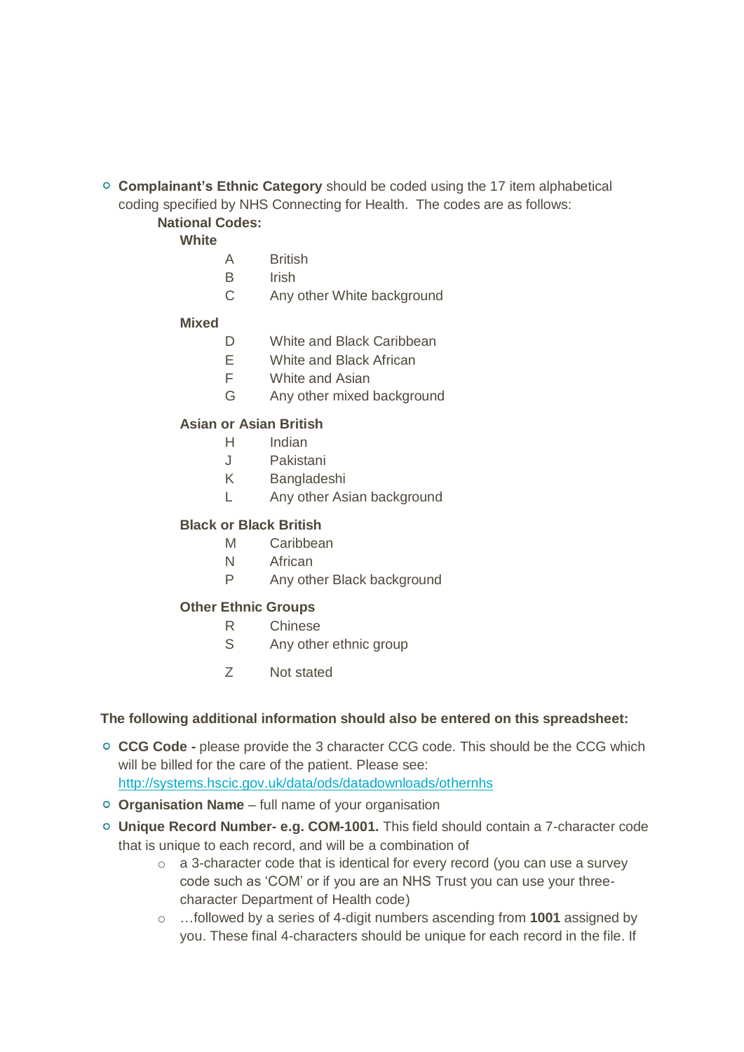- **Complainant's Ethnic Category** should be coded using the 17 item alphabetical coding specified by NHS Connecting for Health. The codes are as follows:

  **National Codes:**

  **White**

  | | |
  |---|---|
  | A | British |
  | B | Irish |
  | C | Any other White background |

  **Mixed**

  | | |
  |---|---|
  | D | White and Black Caribbean |
  | E | White and Black African |
  | F | White and Asian |
  | G | Any other mixed background |

  **Asian or Asian British**

  | | |
  |---|---|
  | H | Indian |
  | J | Pakistani |
  | K | Bangladeshi |
  | L | Any other Asian background |

  **Black or Black British**

  | | |
  |---|---|
  | M | Caribbean |
  | N | African |
  | P | Any other Black background |

  **Other Ethnic Groups**

  | | |
  |---|---|
  | R | Chinese |
  | S | Any other ethnic group |
  | Z | Not stated |

**The following additional information should also be entered on this spreadsheet:**

- **CCG Code -** please provide the 3 character CCG code. This should be the CCG which will be billed for the care of the patient. Please see: [http://systems.hscic.gov.uk/data/ods/datadownloads/othernhs](http://systems.hscic.gov.uk/data/ods/datadownloads/othernhs)
- **Organisation Name** – full name of your organisation
- **Unique Record Number- e.g. COM-1001.** This field should contain a 7-character code that is unique to each record, and will be a combination of
  - a 3-character code that is identical for every record (you can use a survey code such as 'COM' or if you are an NHS Trust you can use your three-character Department of Health code)
  - …followed by a series of 4-digit numbers ascending from **1001** assigned by you. These final 4-characters should be unique for each record in the file. If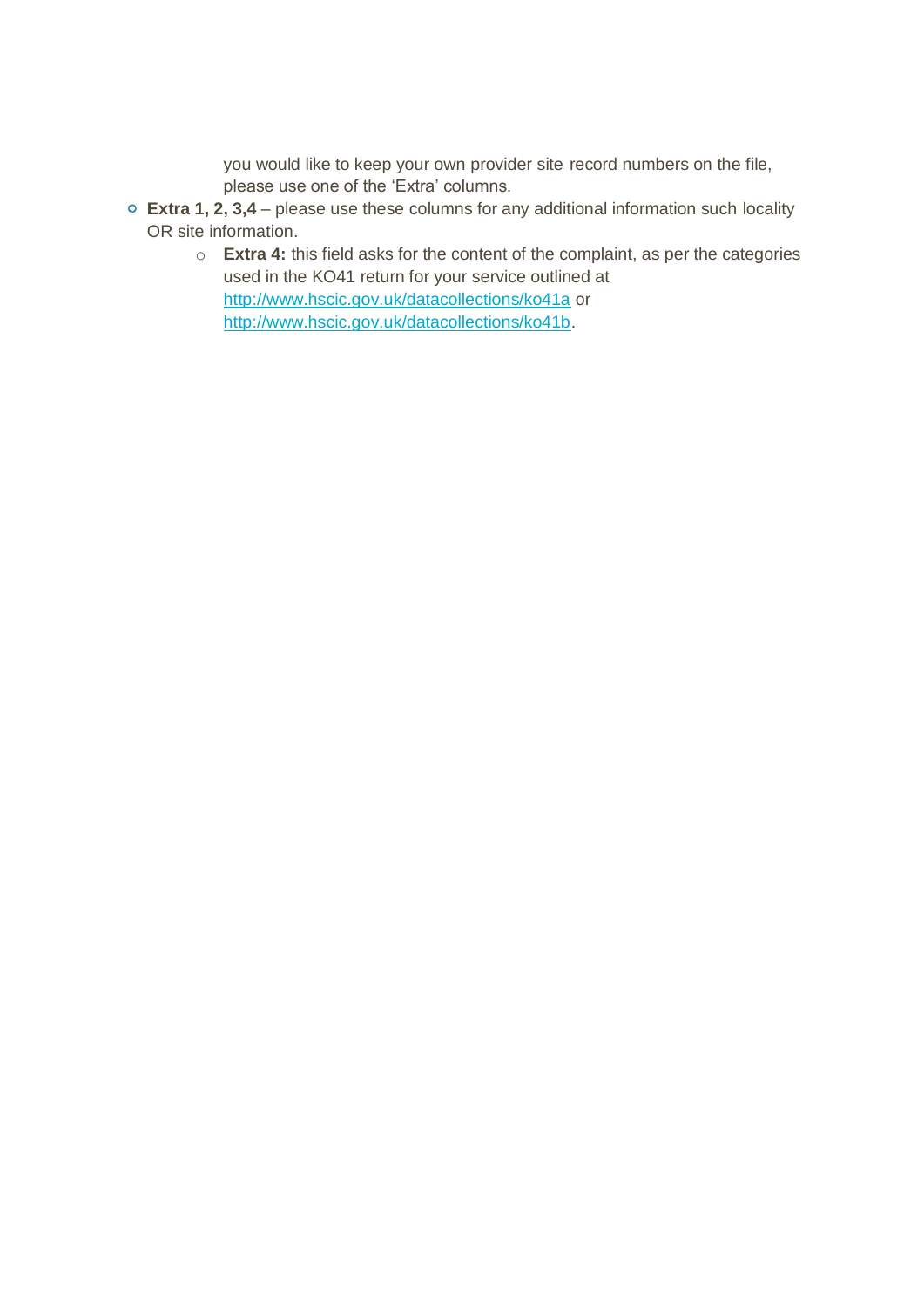you would like to keep your own provider site record numbers on the file, please use one of the 'Extra' columns.

- **Extra 1, 2, 3,4** – please use these columns for any additional information such locality OR site information.
  - **Extra 4:** this field asks for the content of the complaint, as per the categories used in the KO41 return for your service outlined at http://www.hscic.gov.uk/datacollections/ko41a or http://www.hscic.gov.uk/datacollections/ko41b.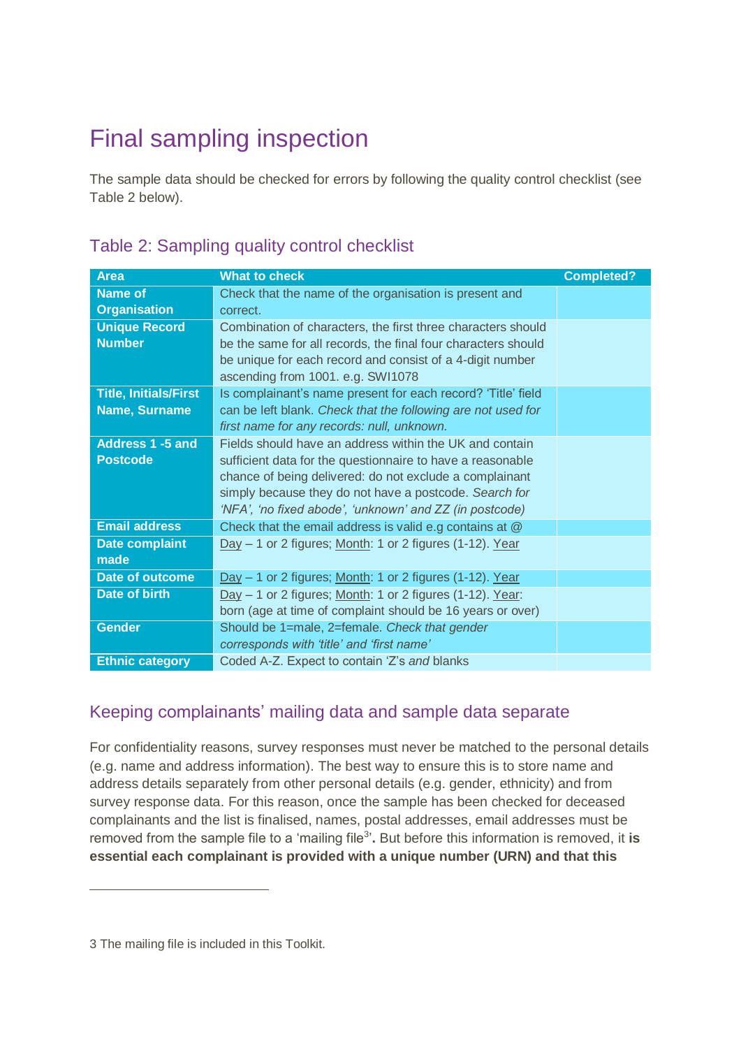# Final sampling inspection

The sample data should be checked for errors by following the quality control checklist (see Table 2 below).

## Table 2: Sampling quality control checklist

| Area | What to check | Completed? |
| --- | --- | --- |
| **Name of Organisation** | Check that the name of the organisation is present and correct. | |
| **Unique Record Number** | Combination of characters, the first three characters should be the same for all records, the final four characters should be unique for each record and consist of a 4-digit number ascending from 1001. e.g. SWI1078 | |
| **Title, Initials/First Name, Surname** | Is complainant's name present for each record? 'Title' field can be left blank. *Check that the following are not used for first name for any records: null, unknown.* | |
| **Address 1 -5 and Postcode** | Fields should have an address within the UK and contain sufficient data for the questionnaire to have a reasonable chance of being delivered: do not exclude a complainant simply because they do not have a postcode. *Search for 'NFA', 'no fixed abode', 'unknown' and ZZ (in postcode)* | |
| **Email address** | Check that the email address is valid e.g contains at @ | |
| **Date complaint made** | Day – 1 or 2 figures; Month: 1 or 2 figures (1-12). Year | |
| **Date of outcome** | Day – 1 or 2 figures; Month: 1 or 2 figures (1-12). Year | |
| **Date of birth** | Day – 1 or 2 figures; Month: 1 or 2 figures (1-12). Year: born (age at time of complaint should be 16 years or over) | |
| **Gender** | Should be 1=male, 2=female. *Check that gender corresponds with 'title' and 'first name'* | |
| **Ethnic category** | Coded A-Z. Expect to contain 'Z's *and* blanks | |

## Keeping complainants' mailing data and sample data separate

For confidentiality reasons, survey responses must never be matched to the personal details (e.g. name and address information). The best way to ensure this is to store name and address details separately from other personal details (e.g. gender, ethnicity) and from survey response data. For this reason, once the sample has been checked for deceased complainants and the list is finalised, names, postal addresses, email addresses must be removed from the sample file to a 'mailing file[3]'. But before this information is removed, it **is essential each complainant is provided with a unique number (URN) and that this**

---

3 The mailing file is included in this Toolkit.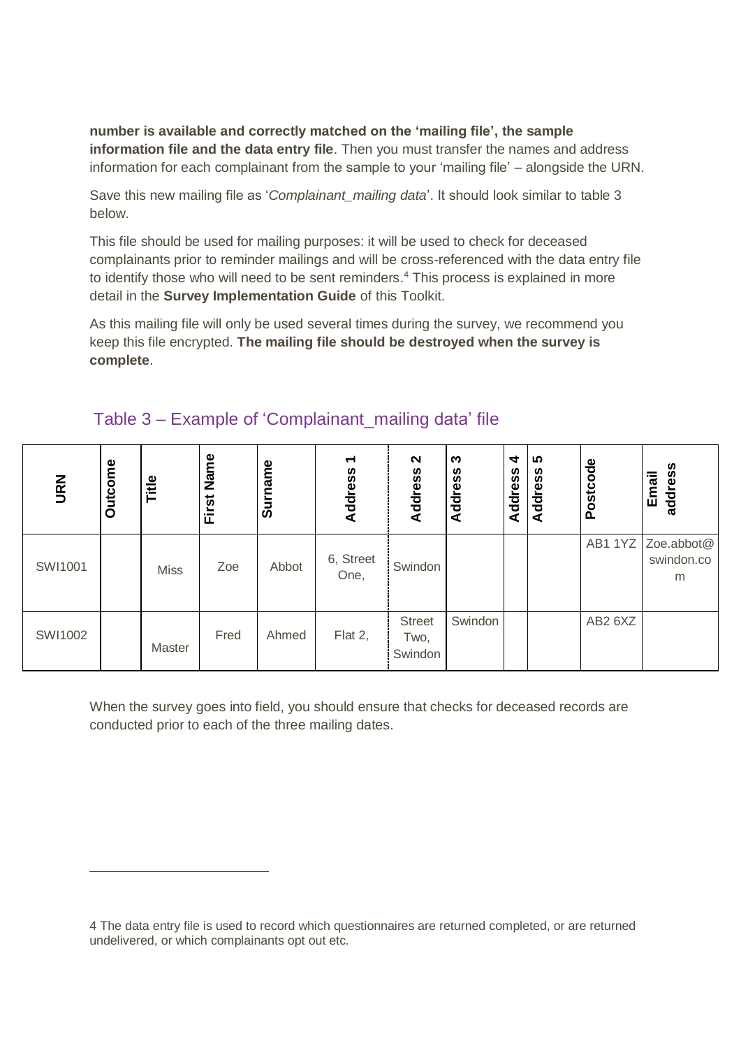**number is available and correctly matched on the 'mailing file', the sample information file and the data entry file**. Then you must transfer the names and address information for each complainant from the sample to your 'mailing file' – alongside the URN.

Save this new mailing file as '*Complainant_mailing data*'. It should look similar to table 3 below.

This file should be used for mailing purposes: it will be used to check for deceased complainants prior to reminder mailings and will be cross-referenced with the data entry file to identify those who will need to be sent reminders.[4] This process is explained in more detail in the **Survey Implementation Guide** of this Toolkit.

As this mailing file will only be used several times during the survey, we recommend you keep this file encrypted. **The mailing file should be destroyed when the survey is complete**.

## Table 3 – Example of 'Complainant_mailing data' file

| URN | Outcome | Title | First Name | Surname | Address 1 | Address 2 | Address 3 | Address 4 | Address 5 | Postcode | Email address |
|---|---|---|---|---|---|---|---|---|---|---|---|
| SWI1001 | | Miss | Zoe | Abbot | 6, Street One, | Swindon | | | | AB1 1YZ | Zoe.abbot@swindon.com |
| SWI1002 | | Master | Fred | Ahmed | Flat 2, | Street Two, Swindon | Swindon | | | AB2 6XZ | |

When the survey goes into field, you should ensure that checks for deceased records are conducted prior to each of the three mailing dates.

4 The data entry file is used to record which questionnaires are returned completed, or are returned undelivered, or which complainants opt out etc.